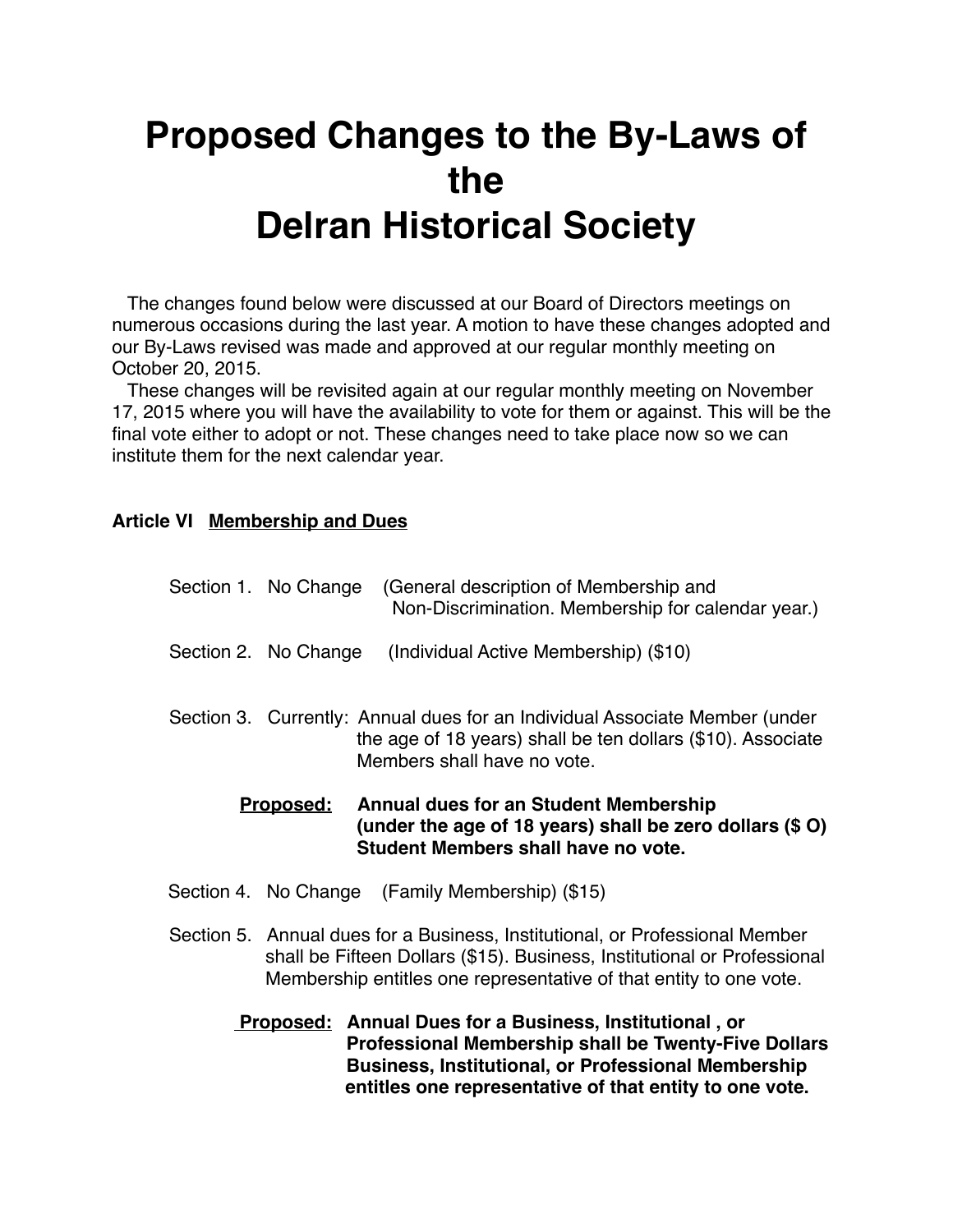# Proposed Changes to the By-Laws of the Delran Historical Society

The changes found below were discussed at our Board of Directors meetings on numerous occasions during the last year. A motion to have these changes adopted and our By-Laws revised was made and approved at our regular monthly meeting on October 20, 2015.

These changes will be revisited again at our regular monthly meeting on November 17, 2015 where you will have the availability to vote for them or against. This will be the final vote either to adopt or not. These changes need to take place now so we can institute them for the next calendar year.

**Article VI <u>Membership and Dues</u>**

Section 1. No Change (General description of Membership and Non-Discrimination. Membership for calendar year.)

Section 2. No Change (Individual Active Membership) ($10)

Section 3. Currently: Annual dues for an Individual Associate Member (under the age of 18 years) shall be ten dollars ($10). Associate Members shall have no vote.

**<u>Proposed:</u> Annual dues for an Student Membership (under the age of 18 years) shall be zero dollars ($ O) Student Members shall have no vote.**

Section 4. No Change (Family Membership) ($15)

Section 5. Annual dues for a Business, Institutional, or Professional Member shall be Fifteen Dollars ($15). Business, Institutional or Professional Membership entitles one representative of that entity to one vote.

**<u>Proposed:</u> Annual Dues for a Business, Institutional , or Professional Membership shall be Twenty-Five Dollars Business, Institutional, or Professional Membership entitles one representative of that entity to one vote.**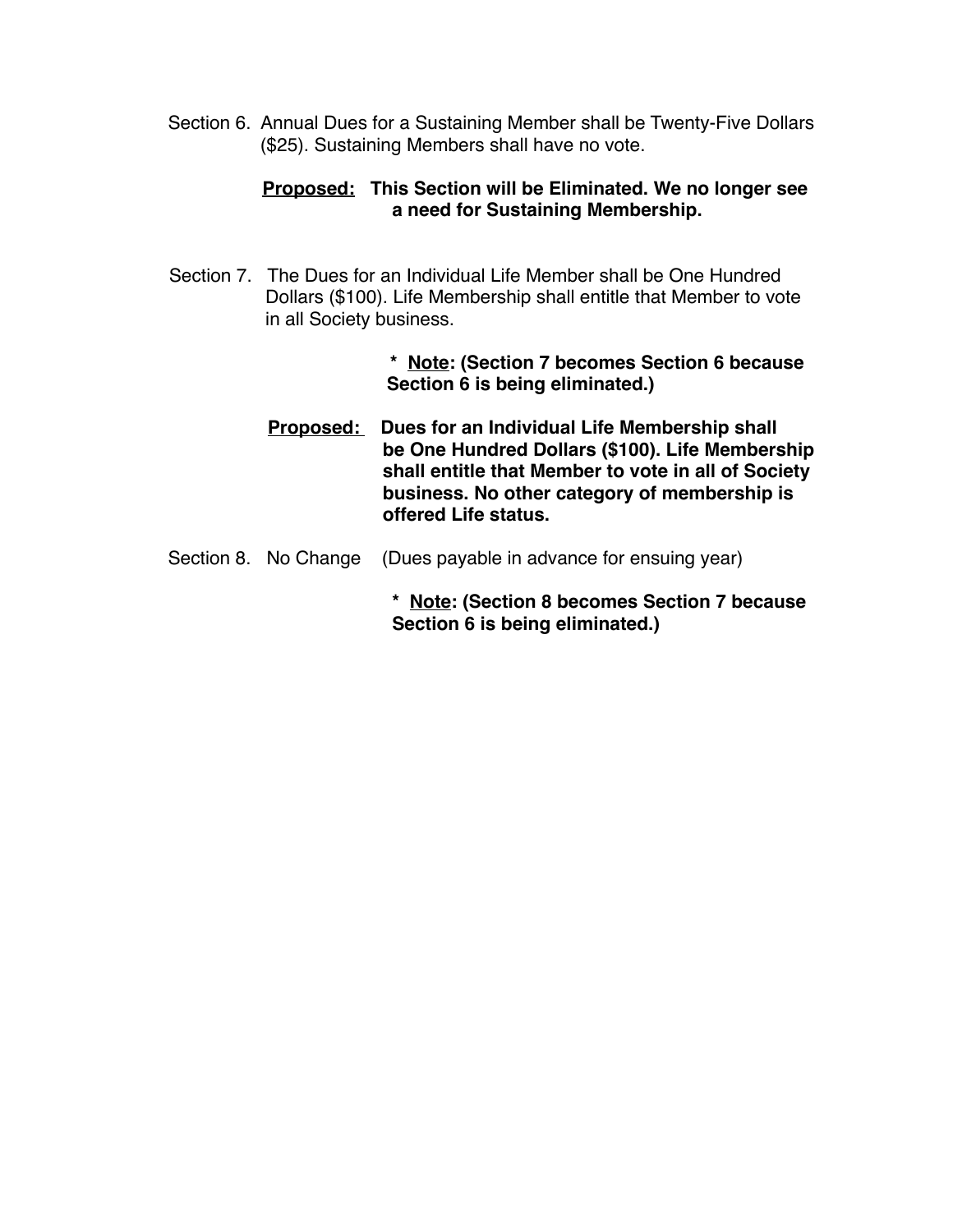Section 6. Annual Dues for a Sustaining Member shall be Twenty-Five Dollars ($25). Sustaining Members shall have no vote.

**<u>Proposed:</u> This Section will be Eliminated. We no longer see a need for Sustaining Membership.**

Section 7. The Dues for an Individual Life Member shall be One Hundred Dollars ($100). Life Membership shall entitle that Member to vote in all Society business.

**\* <u>Note</u>: (Section 7 becomes Section 6 because Section 6 is being eliminated.)**

**<u>Proposed:</u> Dues for an Individual Life Membership shall be One Hundred Dollars ($100). Life Membership shall entitle that Member to vote in all of Society business. No other category of membership is offered Life status.**

Section 8. No Change (Dues payable in advance for ensuing year)

**\* <u>Note</u>: (Section 8 becomes Section 7 because Section 6 is being eliminated.)**